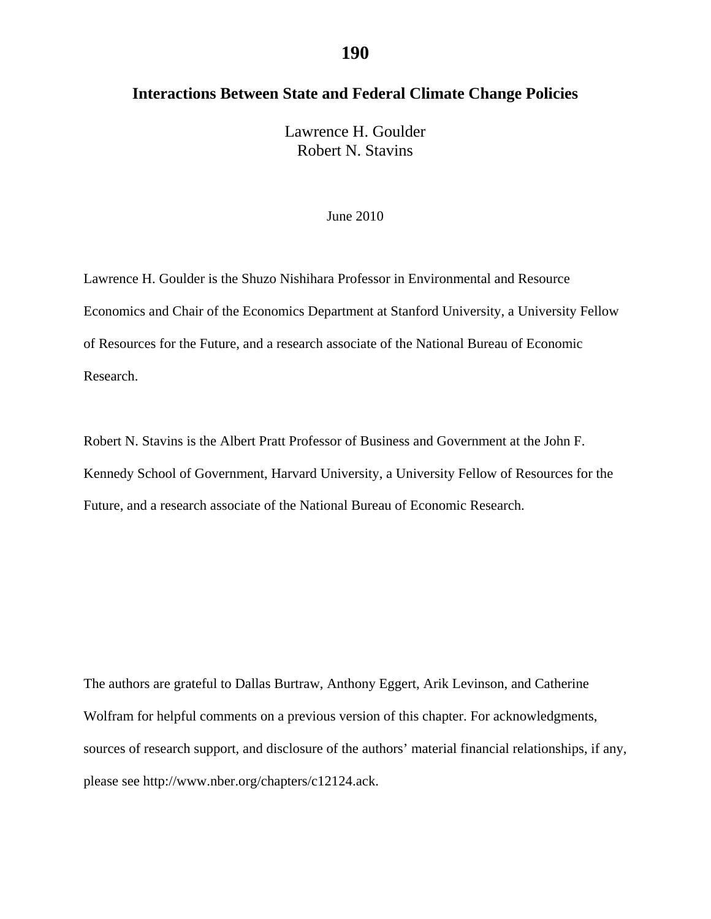# Interactions Between State and Federal Climate Change Policies

Lawrence H. Goulder
Robert N. Stavins

June 2010

Lawrence H. Goulder is the Shuzo Nishihara Professor in Environmental and Resource Economics and Chair of the Economics Department at Stanford University, a University Fellow of Resources for the Future, and a research associate of the National Bureau of Economic Research.

Robert N. Stavins is the Albert Pratt Professor of Business and Government at the John F. Kennedy School of Government, Harvard University, a University Fellow of Resources for the Future, and a research associate of the National Bureau of Economic Research.

The authors are grateful to Dallas Burtraw, Anthony Eggert, Arik Levinson, and Catherine Wolfram for helpful comments on a previous version of this chapter. For acknowledgments, sources of research support, and disclosure of the authors' material financial relationships, if any, please see http://www.nber.org/chapters/c12124.ack.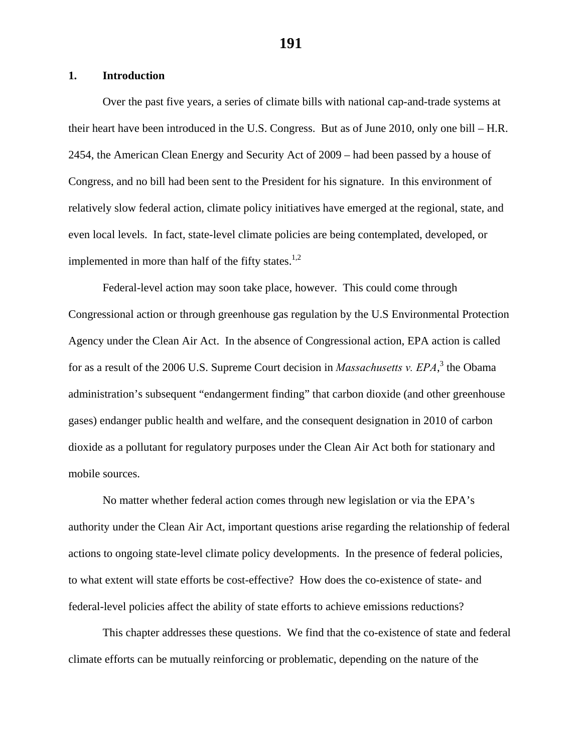## 1. Introduction

Over the past five years, a series of climate bills with national cap-and-trade systems at their heart have been introduced in the U.S. Congress. But as of June 2010, only one bill – H.R. 2454, the American Clean Energy and Security Act of 2009 – had been passed by a house of Congress, and no bill had been sent to the President for his signature. In this environment of relatively slow federal action, climate policy initiatives have emerged at the regional, state, and even local levels. In fact, state-level climate policies are being contemplated, developed, or implemented in more than half of the fifty states.[1,2]

Federal-level action may soon take place, however. This could come through Congressional action or through greenhouse gas regulation by the U.S Environmental Protection Agency under the Clean Air Act. In the absence of Congressional action, EPA action is called for as a result of the 2006 U.S. Supreme Court decision in *Massachusetts v. EPA*,[3] the Obama administration's subsequent "endangerment finding" that carbon dioxide (and other greenhouse gases) endanger public health and welfare, and the consequent designation in 2010 of carbon dioxide as a pollutant for regulatory purposes under the Clean Air Act both for stationary and mobile sources.

No matter whether federal action comes through new legislation or via the EPA's authority under the Clean Air Act, important questions arise regarding the relationship of federal actions to ongoing state-level climate policy developments. In the presence of federal policies, to what extent will state efforts be cost-effective? How does the co-existence of state- and federal-level policies affect the ability of state efforts to achieve emissions reductions?

This chapter addresses these questions. We find that the co-existence of state and federal climate efforts can be mutually reinforcing or problematic, depending on the nature of the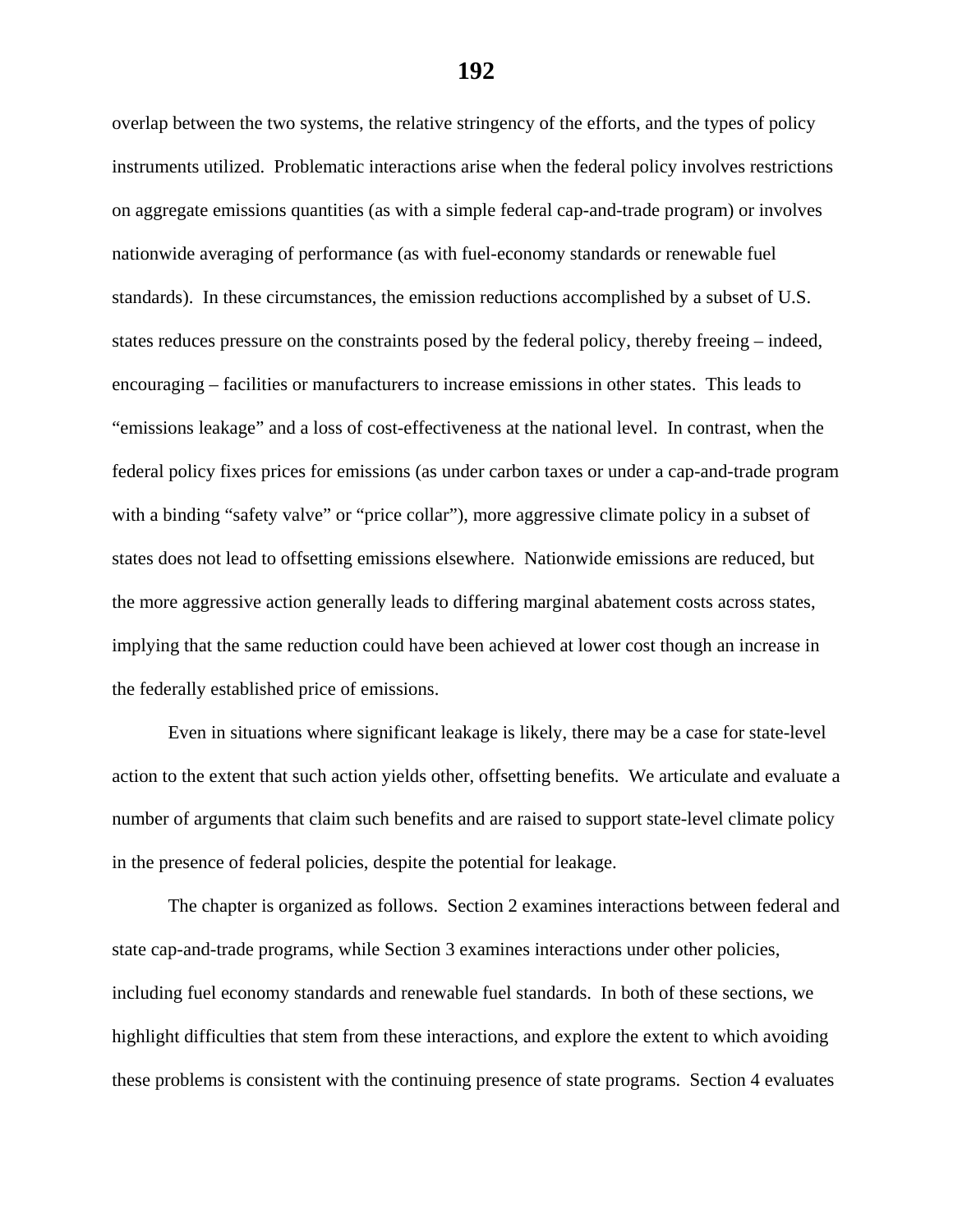overlap between the two systems, the relative stringency of the efforts, and the types of policy instruments utilized. Problematic interactions arise when the federal policy involves restrictions on aggregate emissions quantities (as with a simple federal cap-and-trade program) or involves nationwide averaging of performance (as with fuel-economy standards or renewable fuel standards). In these circumstances, the emission reductions accomplished by a subset of U.S. states reduces pressure on the constraints posed by the federal policy, thereby freeing – indeed, encouraging – facilities or manufacturers to increase emissions in other states. This leads to "emissions leakage" and a loss of cost-effectiveness at the national level. In contrast, when the federal policy fixes prices for emissions (as under carbon taxes or under a cap-and-trade program with a binding "safety valve" or "price collar"), more aggressive climate policy in a subset of states does not lead to offsetting emissions elsewhere. Nationwide emissions are reduced, but the more aggressive action generally leads to differing marginal abatement costs across states, implying that the same reduction could have been achieved at lower cost though an increase in the federally established price of emissions.

Even in situations where significant leakage is likely, there may be a case for state-level action to the extent that such action yields other, offsetting benefits. We articulate and evaluate a number of arguments that claim such benefits and are raised to support state-level climate policy in the presence of federal policies, despite the potential for leakage.

The chapter is organized as follows. Section 2 examines interactions between federal and state cap-and-trade programs, while Section 3 examines interactions under other policies, including fuel economy standards and renewable fuel standards. In both of these sections, we highlight difficulties that stem from these interactions, and explore the extent to which avoiding these problems is consistent with the continuing presence of state programs. Section 4 evaluates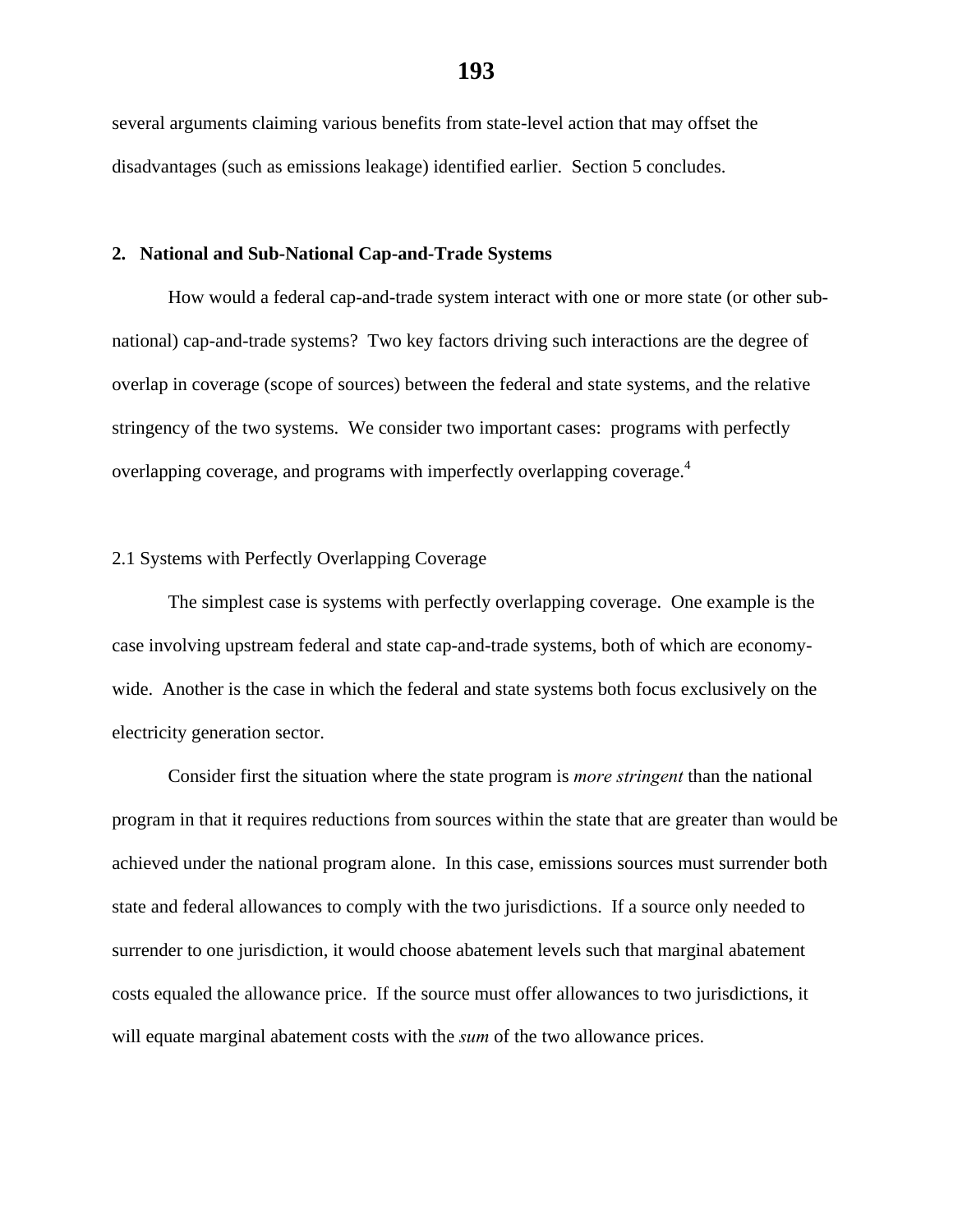several arguments claiming various benefits from state-level action that may offset the disadvantages (such as emissions leakage) identified earlier. Section 5 concludes.

## 2. National and Sub-National Cap-and-Trade Systems

How would a federal cap-and-trade system interact with one or more state (or other sub-national) cap-and-trade systems? Two key factors driving such interactions are the degree of overlap in coverage (scope of sources) between the federal and state systems, and the relative stringency of the two systems. We consider two important cases: programs with perfectly overlapping coverage, and programs with imperfectly overlapping coverage.[4]

### 2.1 Systems with Perfectly Overlapping Coverage

The simplest case is systems with perfectly overlapping coverage. One example is the case involving upstream federal and state cap-and-trade systems, both of which are economy-wide. Another is the case in which the federal and state systems both focus exclusively on the electricity generation sector.

Consider first the situation where the state program is *more stringent* than the national program in that it requires reductions from sources within the state that are greater than would be achieved under the national program alone. In this case, emissions sources must surrender both state and federal allowances to comply with the two jurisdictions. If a source only needed to surrender to one jurisdiction, it would choose abatement levels such that marginal abatement costs equaled the allowance price. If the source must offer allowances to two jurisdictions, it will equate marginal abatement costs with the *sum* of the two allowance prices.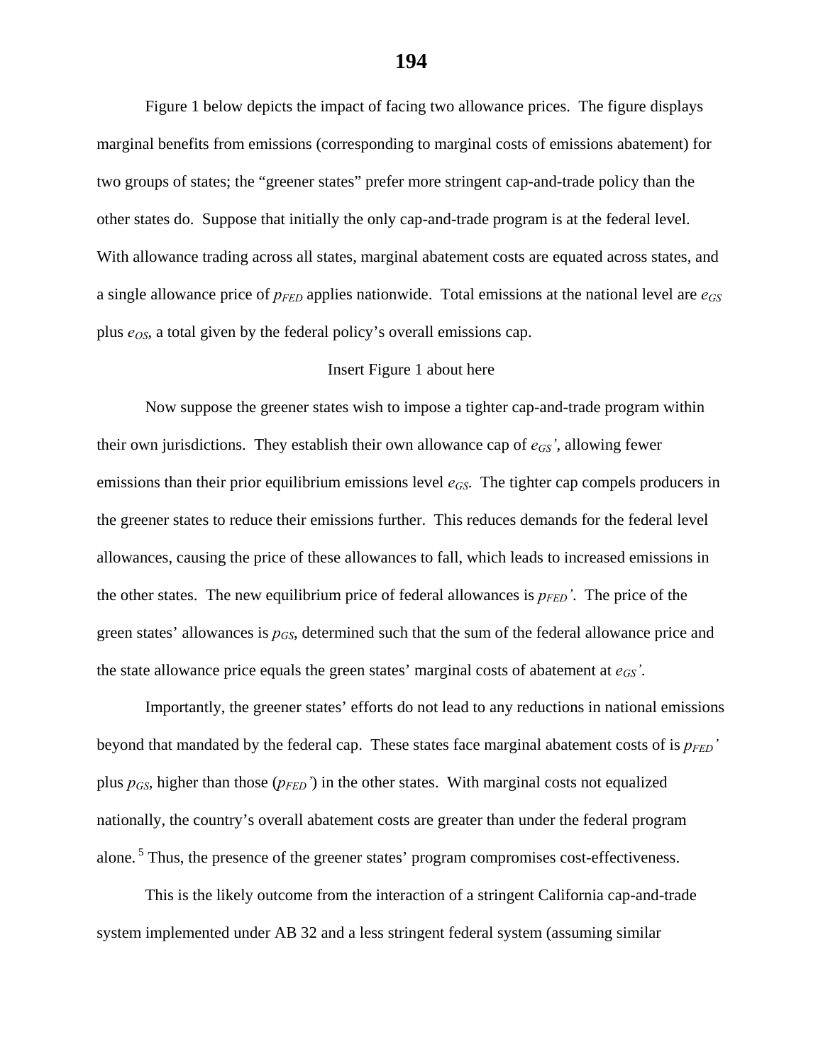Figure 1 below depicts the impact of facing two allowance prices. The figure displays marginal benefits from emissions (corresponding to marginal costs of emissions abatement) for two groups of states; the "greener states" prefer more stringent cap-and-trade policy than the other states do. Suppose that initially the only cap-and-trade program is at the federal level. With allowance trading across all states, marginal abatement costs are equated across states, and a single allowance price of $p_{FED}$ applies nationwide. Total emissions at the national level are $e_{GS}$ plus $e_{OS}$, a total given by the federal policy's overall emissions cap.

Insert Figure 1 about here

Now suppose the greener states wish to impose a tighter cap-and-trade program within their own jurisdictions. They establish their own allowance cap of $e_{GS}'$, allowing fewer emissions than their prior equilibrium emissions level $e_{GS}$. The tighter cap compels producers in the greener states to reduce their emissions further. This reduces demands for the federal level allowances, causing the price of these allowances to fall, which leads to increased emissions in the other states. The new equilibrium price of federal allowances is $p_{FED}'$. The price of the green states' allowances is $p_{GS}$, determined such that the sum of the federal allowance price and the state allowance price equals the green states' marginal costs of abatement at $e_{GS}'$.

Importantly, the greener states' efforts do not lead to any reductions in national emissions beyond that mandated by the federal cap. These states face marginal abatement costs of is $p_{FED}'$ plus $p_{GS}$, higher than those ($p_{FED}'$) in the other states. With marginal costs not equalized nationally, the country's overall abatement costs are greater than under the federal program alone. [5] Thus, the presence of the greener states' program compromises cost-effectiveness.

This is the likely outcome from the interaction of a stringent California cap-and-trade system implemented under AB 32 and a less stringent federal system (assuming similar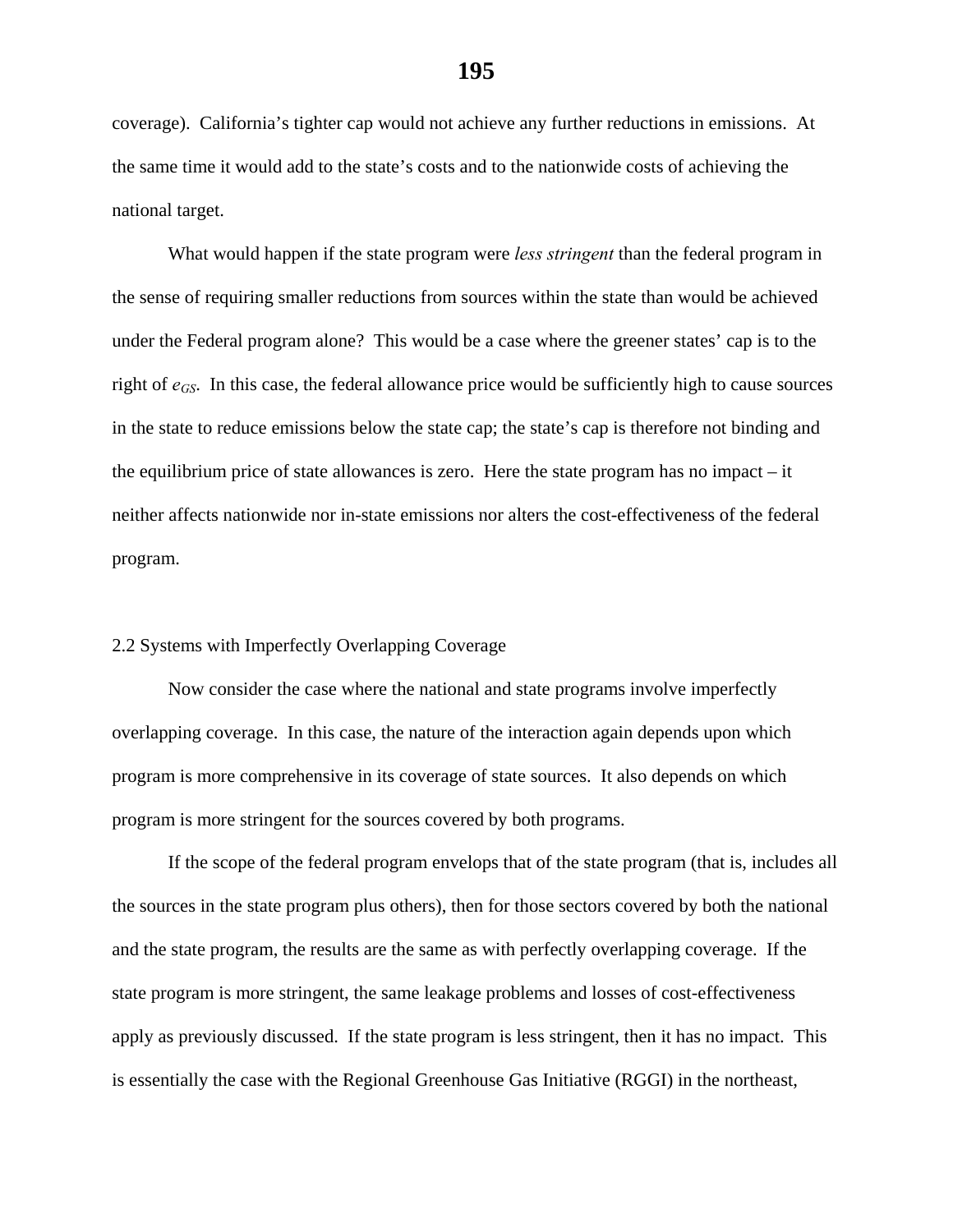coverage). California's tighter cap would not achieve any further reductions in emissions. At the same time it would add to the state's costs and to the nationwide costs of achieving the national target.

What would happen if the state program were *less stringent* than the federal program in the sense of requiring smaller reductions from sources within the state than would be achieved under the Federal program alone? This would be a case where the greener states' cap is to the right of $e_{GS}$. In this case, the federal allowance price would be sufficiently high to cause sources in the state to reduce emissions below the state cap; the state's cap is therefore not binding and the equilibrium price of state allowances is zero. Here the state program has no impact – it neither affects nationwide nor in-state emissions nor alters the cost-effectiveness of the federal program.

## 2.2 Systems with Imperfectly Overlapping Coverage

Now consider the case where the national and state programs involve imperfectly overlapping coverage. In this case, the nature of the interaction again depends upon which program is more comprehensive in its coverage of state sources. It also depends on which program is more stringent for the sources covered by both programs.

If the scope of the federal program envelops that of the state program (that is, includes all the sources in the state program plus others), then for those sectors covered by both the national and the state program, the results are the same as with perfectly overlapping coverage. If the state program is more stringent, the same leakage problems and losses of cost-effectiveness apply as previously discussed. If the state program is less stringent, then it has no impact. This is essentially the case with the Regional Greenhouse Gas Initiative (RGGI) in the northeast,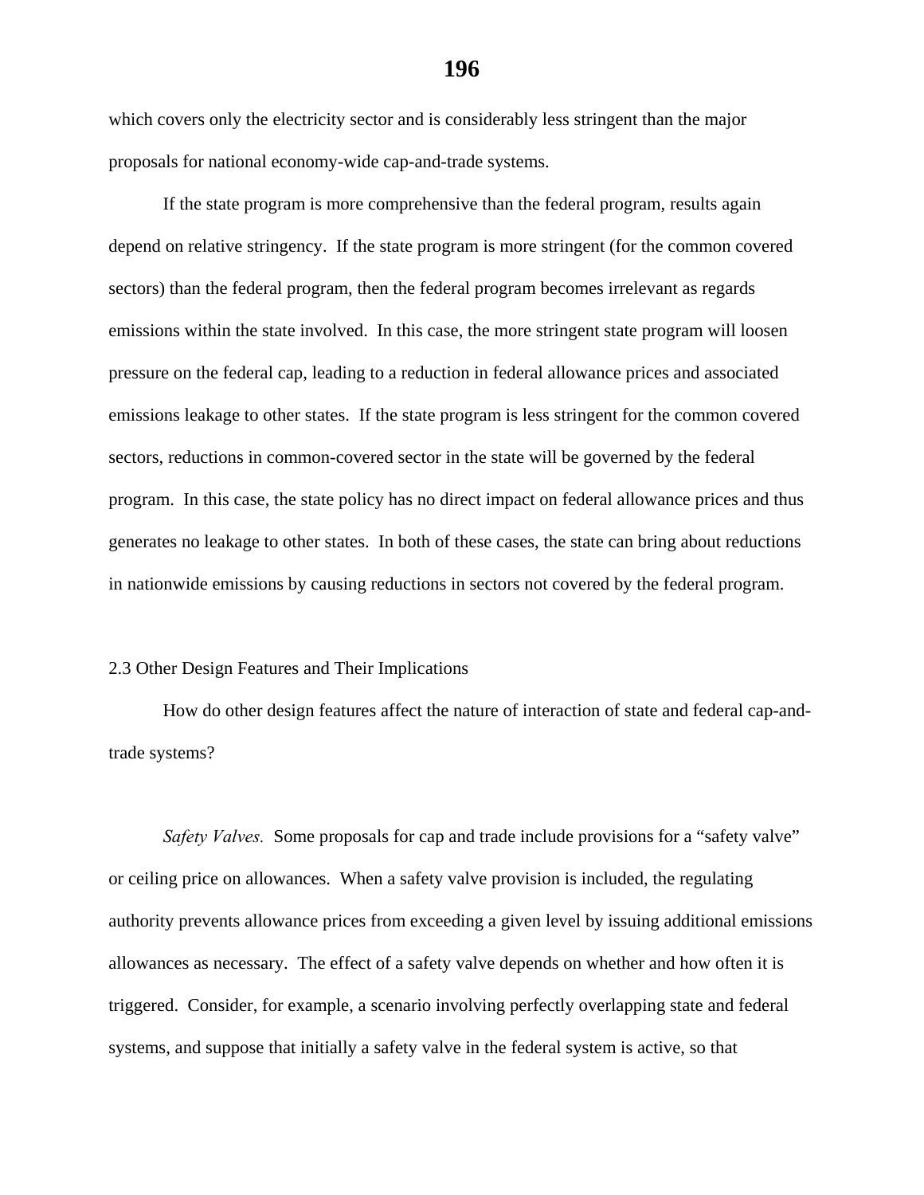which covers only the electricity sector and is considerably less stringent than the major proposals for national economy-wide cap-and-trade systems.

If the state program is more comprehensive than the federal program, results again depend on relative stringency. If the state program is more stringent (for the common covered sectors) than the federal program, then the federal program becomes irrelevant as regards emissions within the state involved. In this case, the more stringent state program will loosen pressure on the federal cap, leading to a reduction in federal allowance prices and associated emissions leakage to other states. If the state program is less stringent for the common covered sectors, reductions in common-covered sector in the state will be governed by the federal program. In this case, the state policy has no direct impact on federal allowance prices and thus generates no leakage to other states. In both of these cases, the state can bring about reductions in nationwide emissions by causing reductions in sectors not covered by the federal program.

## 2.3 Other Design Features and Their Implications

How do other design features affect the nature of interaction of state and federal cap-and-trade systems?

*Safety Valves.* Some proposals for cap and trade include provisions for a "safety valve" or ceiling price on allowances. When a safety valve provision is included, the regulating authority prevents allowance prices from exceeding a given level by issuing additional emissions allowances as necessary. The effect of a safety valve depends on whether and how often it is triggered. Consider, for example, a scenario involving perfectly overlapping state and federal systems, and suppose that initially a safety valve in the federal system is active, so that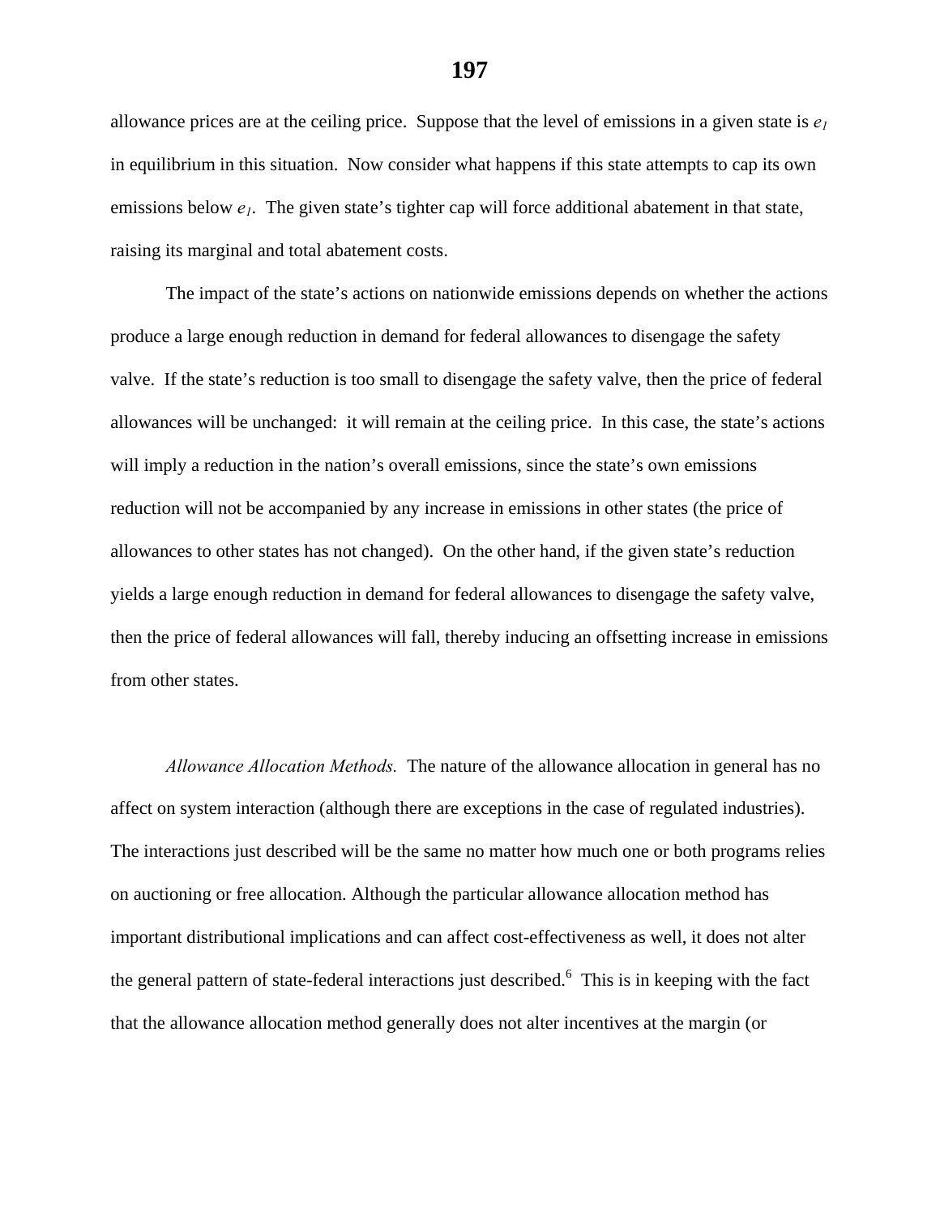allowance prices are at the ceiling price. Suppose that the level of emissions in a given state is $e_1$ in equilibrium in this situation. Now consider what happens if this state attempts to cap its own emissions below $e_1$. The given state's tighter cap will force additional abatement in that state, raising its marginal and total abatement costs.

The impact of the state's actions on nationwide emissions depends on whether the actions produce a large enough reduction in demand for federal allowances to disengage the safety valve. If the state's reduction is too small to disengage the safety valve, then the price of federal allowances will be unchanged: it will remain at the ceiling price. In this case, the state's actions will imply a reduction in the nation's overall emissions, since the state's own emissions reduction will not be accompanied by any increase in emissions in other states (the price of allowances to other states has not changed). On the other hand, if the given state's reduction yields a large enough reduction in demand for federal allowances to disengage the safety valve, then the price of federal allowances will fall, thereby inducing an offsetting increase in emissions from other states.

*Allowance Allocation Methods.* The nature of the allowance allocation in general has no affect on system interaction (although there are exceptions in the case of regulated industries). The interactions just described will be the same no matter how much one or both programs relies on auctioning or free allocation. Although the particular allowance allocation method has important distributional implications and can affect cost-effectiveness as well, it does not alter the general pattern of state-federal interactions just described.[6] This is in keeping with the fact that the allowance allocation method generally does not alter incentives at the margin (or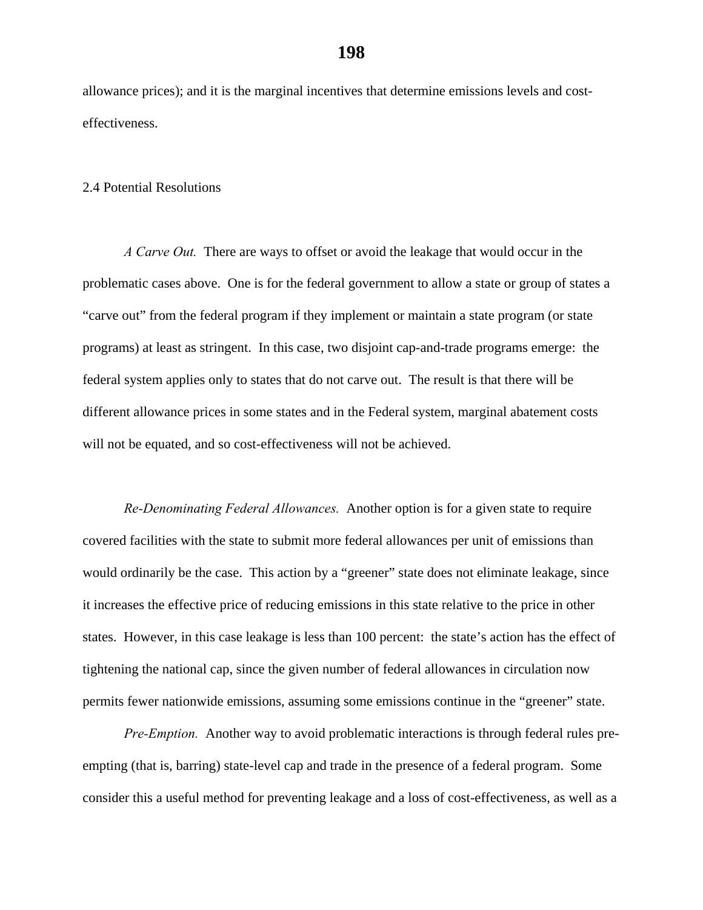allowance prices); and it is the marginal incentives that determine emissions levels and cost-effectiveness.

## 2.4 Potential Resolutions

*A Carve Out.* There are ways to offset or avoid the leakage that would occur in the problematic cases above. One is for the federal government to allow a state or group of states a "carve out" from the federal program if they implement or maintain a state program (or state programs) at least as stringent. In this case, two disjoint cap-and-trade programs emerge: the federal system applies only to states that do not carve out. The result is that there will be different allowance prices in some states and in the Federal system, marginal abatement costs will not be equated, and so cost-effectiveness will not be achieved.

*Re-Denominating Federal Allowances.* Another option is for a given state to require covered facilities with the state to submit more federal allowances per unit of emissions than would ordinarily be the case. This action by a "greener" state does not eliminate leakage, since it increases the effective price of reducing emissions in this state relative to the price in other states. However, in this case leakage is less than 100 percent: the state's action has the effect of tightening the national cap, since the given number of federal allowances in circulation now permits fewer nationwide emissions, assuming some emissions continue in the "greener" state.

*Pre-Emption.* Another way to avoid problematic interactions is through federal rules pre-empting (that is, barring) state-level cap and trade in the presence of a federal program. Some consider this a useful method for preventing leakage and a loss of cost-effectiveness, as well as a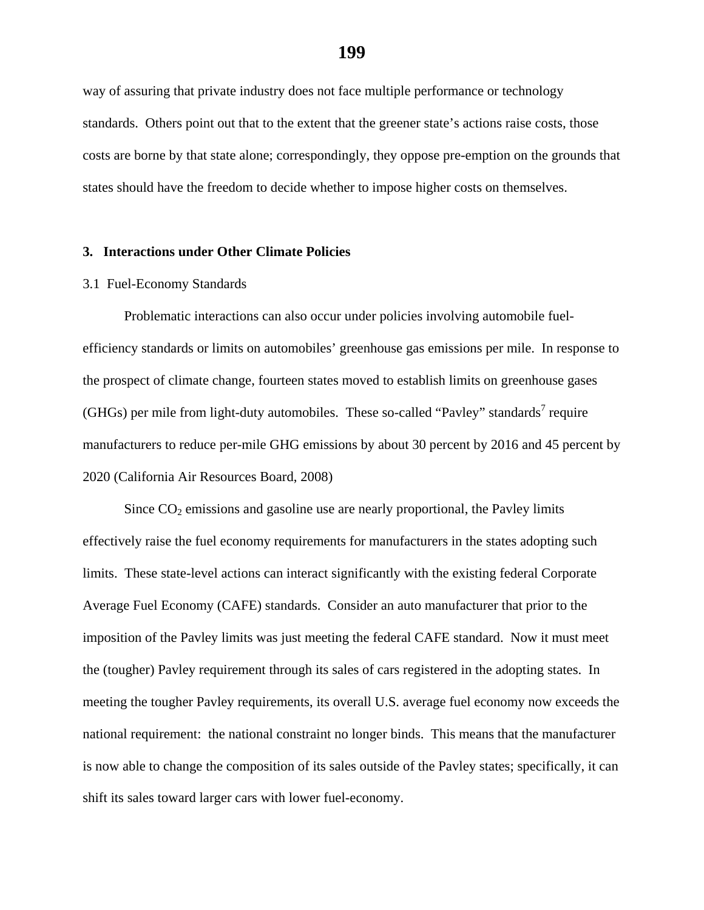way of assuring that private industry does not face multiple performance or technology standards. Others point out that to the extent that the greener state's actions raise costs, those costs are borne by that state alone; correspondingly, they oppose pre-emption on the grounds that states should have the freedom to decide whether to impose higher costs on themselves.

## 3. Interactions under Other Climate Policies

### 3.1 Fuel-Economy Standards

Problematic interactions can also occur under policies involving automobile fuel-efficiency standards or limits on automobiles' greenhouse gas emissions per mile. In response to the prospect of climate change, fourteen states moved to establish limits on greenhouse gases (GHGs) per mile from light-duty automobiles. These so-called "Pavley" standards[7] require manufacturers to reduce per-mile GHG emissions by about 30 percent by 2016 and 45 percent by 2020 (California Air Resources Board, 2008)

Since $CO_2$ emissions and gasoline use are nearly proportional, the Pavley limits effectively raise the fuel economy requirements for manufacturers in the states adopting such limits. These state-level actions can interact significantly with the existing federal Corporate Average Fuel Economy (CAFE) standards. Consider an auto manufacturer that prior to the imposition of the Pavley limits was just meeting the federal CAFE standard. Now it must meet the (tougher) Pavley requirement through its sales of cars registered in the adopting states. In meeting the tougher Pavley requirements, its overall U.S. average fuel economy now exceeds the national requirement: the national constraint no longer binds. This means that the manufacturer is now able to change the composition of its sales outside of the Pavley states; specifically, it can shift its sales toward larger cars with lower fuel-economy.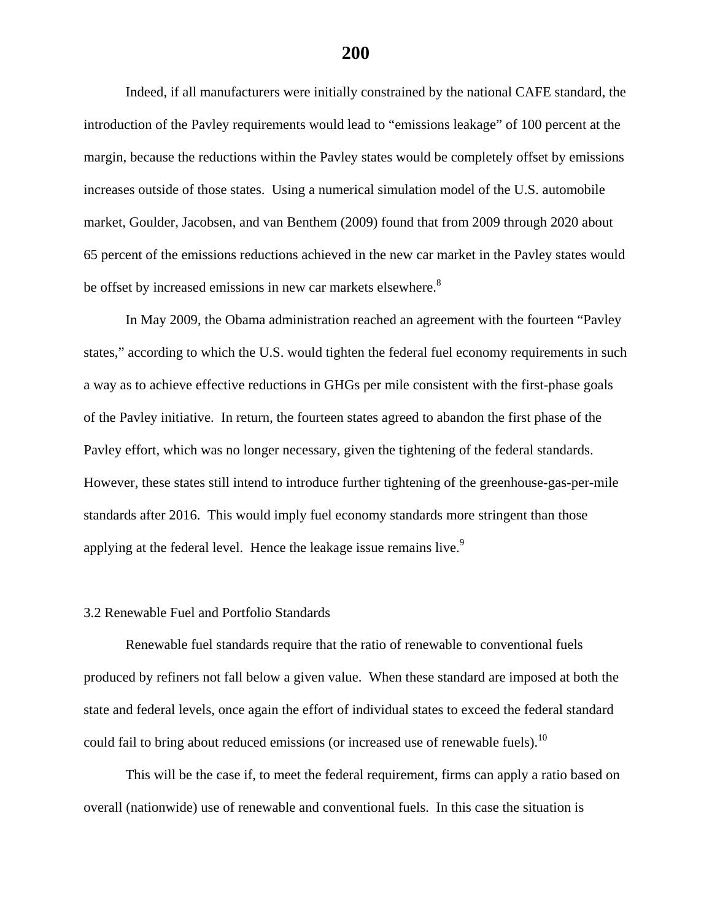Indeed, if all manufacturers were initially constrained by the national CAFE standard, the introduction of the Pavley requirements would lead to "emissions leakage" of 100 percent at the margin, because the reductions within the Pavley states would be completely offset by emissions increases outside of those states. Using a numerical simulation model of the U.S. automobile market, Goulder, Jacobsen, and van Benthem (2009) found that from 2009 through 2020 about 65 percent of the emissions reductions achieved in the new car market in the Pavley states would be offset by increased emissions in new car markets elsewhere.[8]

In May 2009, the Obama administration reached an agreement with the fourteen "Pavley states," according to which the U.S. would tighten the federal fuel economy requirements in such a way as to achieve effective reductions in GHGs per mile consistent with the first-phase goals of the Pavley initiative. In return, the fourteen states agreed to abandon the first phase of the Pavley effort, which was no longer necessary, given the tightening of the federal standards. However, these states still intend to introduce further tightening of the greenhouse-gas-per-mile standards after 2016. This would imply fuel economy standards more stringent than those applying at the federal level. Hence the leakage issue remains live.[9]

### 3.2 Renewable Fuel and Portfolio Standards

Renewable fuel standards require that the ratio of renewable to conventional fuels produced by refiners not fall below a given value. When these standard are imposed at both the state and federal levels, once again the effort of individual states to exceed the federal standard could fail to bring about reduced emissions (or increased use of renewable fuels).[10]

This will be the case if, to meet the federal requirement, firms can apply a ratio based on overall (nationwide) use of renewable and conventional fuels. In this case the situation is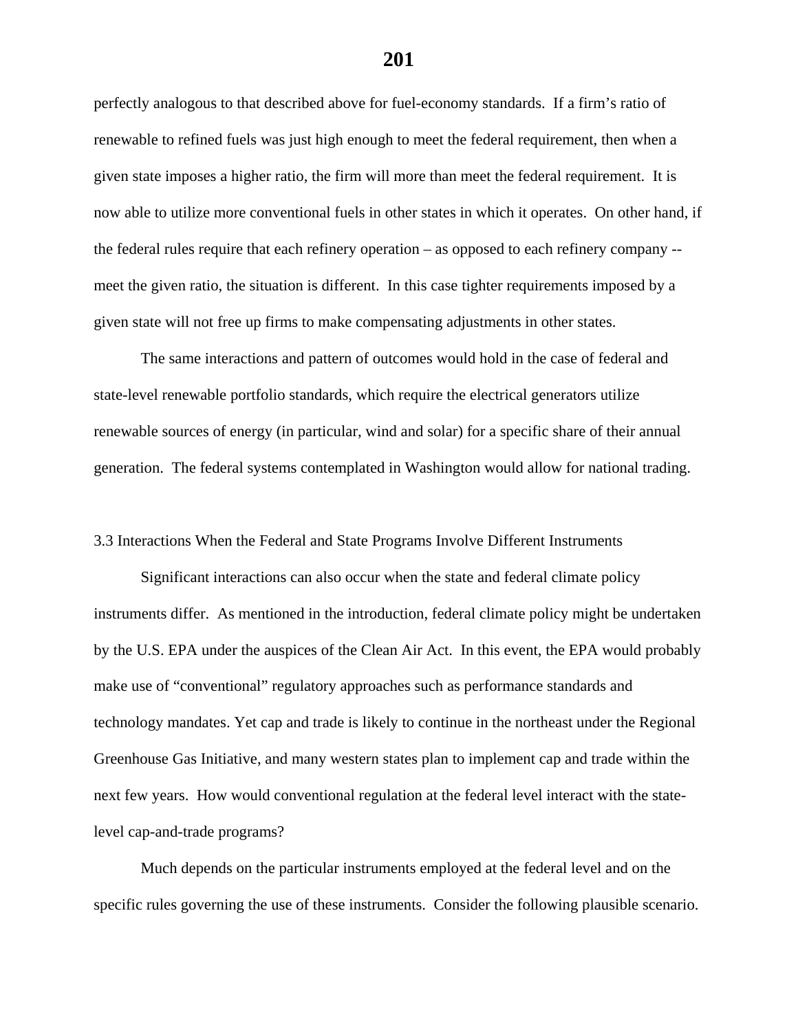perfectly analogous to that described above for fuel-economy standards. If a firm's ratio of renewable to refined fuels was just high enough to meet the federal requirement, then when a given state imposes a higher ratio, the firm will more than meet the federal requirement. It is now able to utilize more conventional fuels in other states in which it operates. On other hand, if the federal rules require that each refinery operation – as opposed to each refinery company -- meet the given ratio, the situation is different. In this case tighter requirements imposed by a given state will not free up firms to make compensating adjustments in other states.

The same interactions and pattern of outcomes would hold in the case of federal and state-level renewable portfolio standards, which require the electrical generators utilize renewable sources of energy (in particular, wind and solar) for a specific share of their annual generation. The federal systems contemplated in Washington would allow for national trading.

### 3.3 Interactions When the Federal and State Programs Involve Different Instruments

Significant interactions can also occur when the state and federal climate policy instruments differ. As mentioned in the introduction, federal climate policy might be undertaken by the U.S. EPA under the auspices of the Clean Air Act. In this event, the EPA would probably make use of "conventional" regulatory approaches such as performance standards and technology mandates. Yet cap and trade is likely to continue in the northeast under the Regional Greenhouse Gas Initiative, and many western states plan to implement cap and trade within the next few years. How would conventional regulation at the federal level interact with the state-level cap-and-trade programs?

Much depends on the particular instruments employed at the federal level and on the specific rules governing the use of these instruments. Consider the following plausible scenario.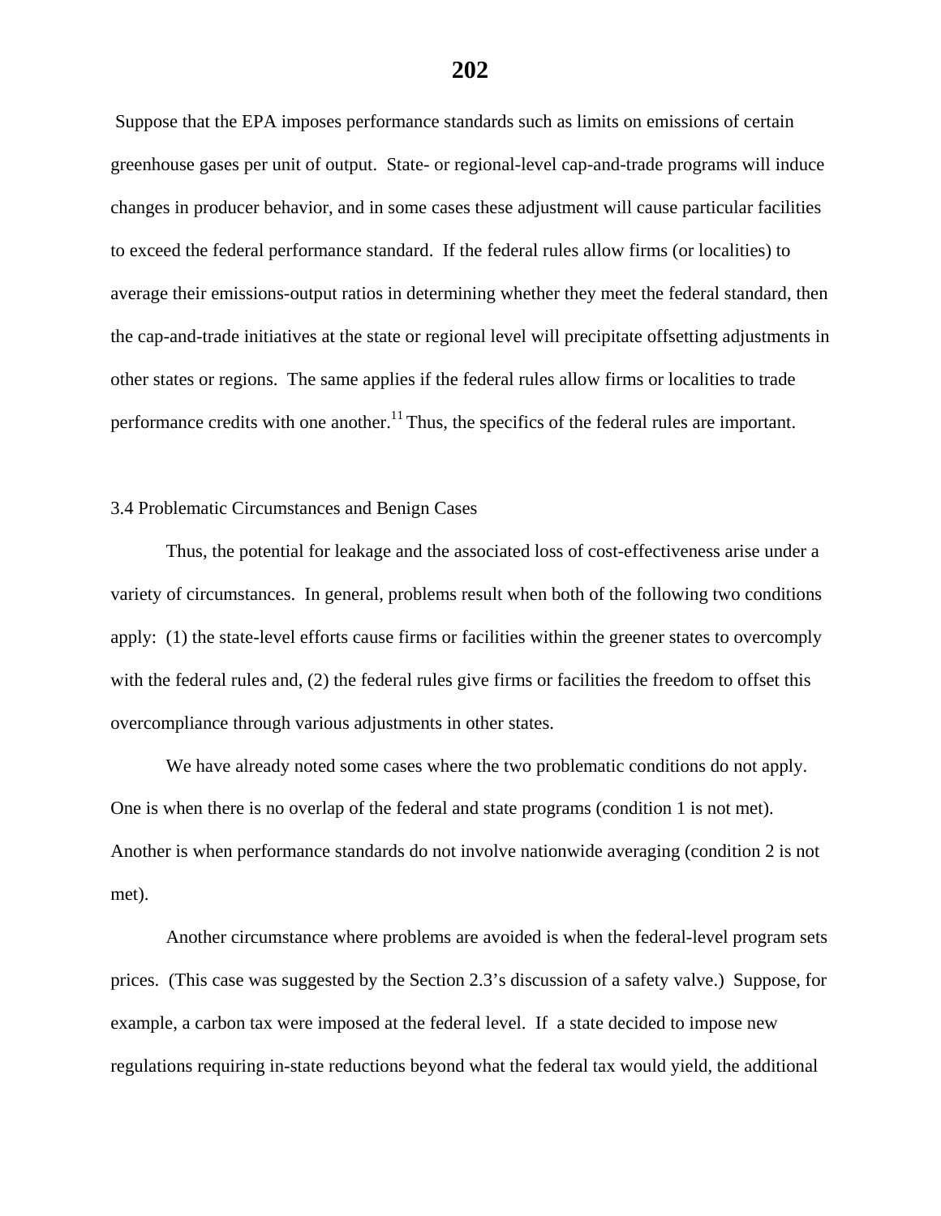Suppose that the EPA imposes performance standards such as limits on emissions of certain greenhouse gases per unit of output. State- or regional-level cap-and-trade programs will induce changes in producer behavior, and in some cases these adjustment will cause particular facilities to exceed the federal performance standard. If the federal rules allow firms (or localities) to average their emissions-output ratios in determining whether they meet the federal standard, then the cap-and-trade initiatives at the state or regional level will precipitate offsetting adjustments in other states or regions. The same applies if the federal rules allow firms or localities to trade performance credits with one another.[11] Thus, the specifics of the federal rules are important.

### 3.4 Problematic Circumstances and Benign Cases

Thus, the potential for leakage and the associated loss of cost-effectiveness arise under a variety of circumstances. In general, problems result when both of the following two conditions apply: (1) the state-level efforts cause firms or facilities within the greener states to overcomply with the federal rules and, (2) the federal rules give firms or facilities the freedom to offset this overcompliance through various adjustments in other states.

We have already noted some cases where the two problematic conditions do not apply. One is when there is no overlap of the federal and state programs (condition 1 is not met). Another is when performance standards do not involve nationwide averaging (condition 2 is not met).

Another circumstance where problems are avoided is when the federal-level program sets prices. (This case was suggested by the Section 2.3's discussion of a safety valve.) Suppose, for example, a carbon tax were imposed at the federal level. If a state decided to impose new regulations requiring in-state reductions beyond what the federal tax would yield, the additional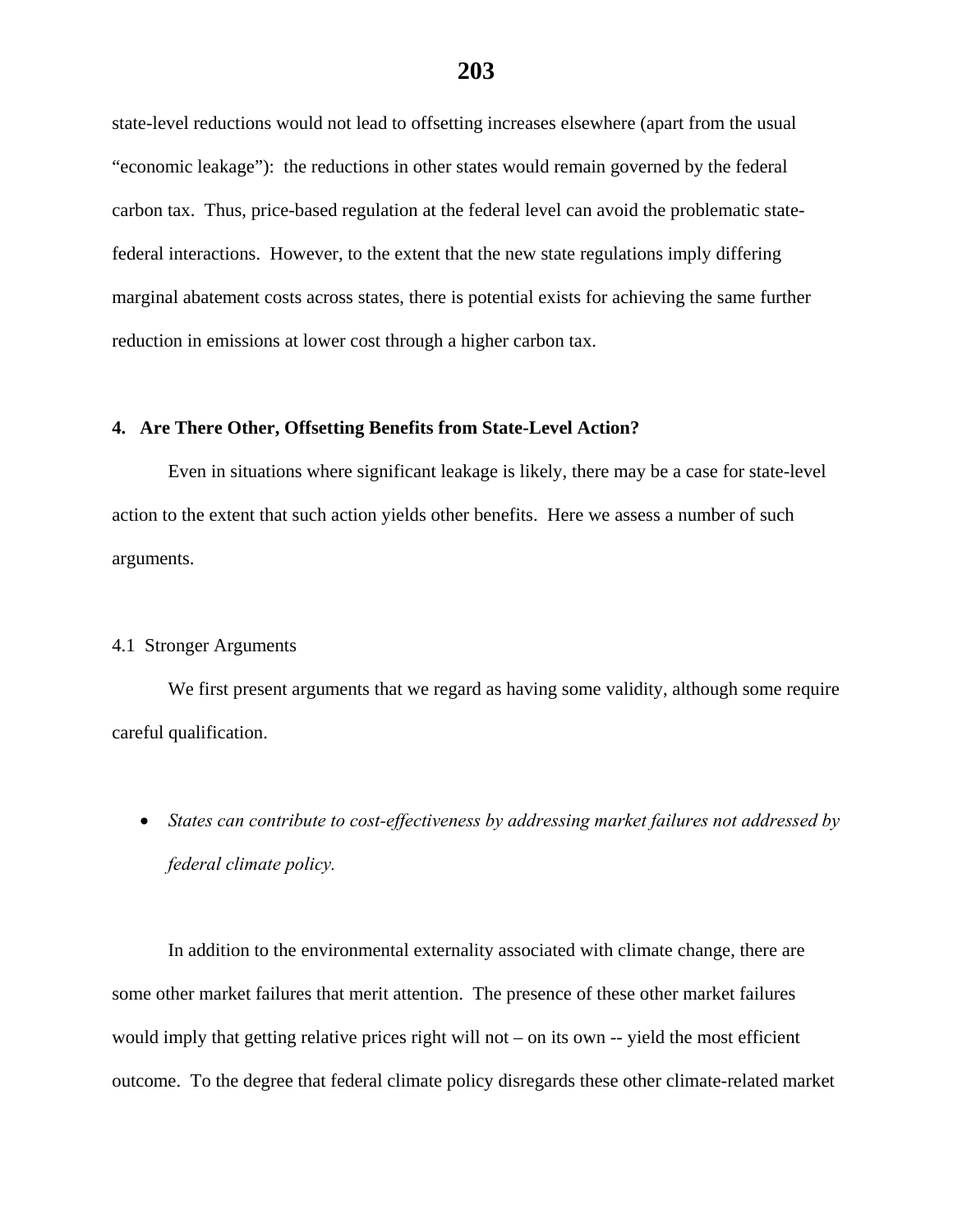state-level reductions would not lead to offsetting increases elsewhere (apart from the usual "economic leakage"): the reductions in other states would remain governed by the federal carbon tax. Thus, price-based regulation at the federal level can avoid the problematic state-federal interactions. However, to the extent that the new state regulations imply differing marginal abatement costs across states, there is potential exists for achieving the same further reduction in emissions at lower cost through a higher carbon tax.

### 4. Are There Other, Offsetting Benefits from State-Level Action?

Even in situations where significant leakage is likely, there may be a case for state-level action to the extent that such action yields other benefits. Here we assess a number of such arguments.

#### 4.1 Stronger Arguments

We first present arguments that we regard as having some validity, although some require careful qualification.

- *States can contribute to cost-effectiveness by addressing market failures not addressed by federal climate policy.*

In addition to the environmental externality associated with climate change, there are some other market failures that merit attention. The presence of these other market failures would imply that getting relative prices right will not – on its own -- yield the most efficient outcome. To the degree that federal climate policy disregards these other climate-related market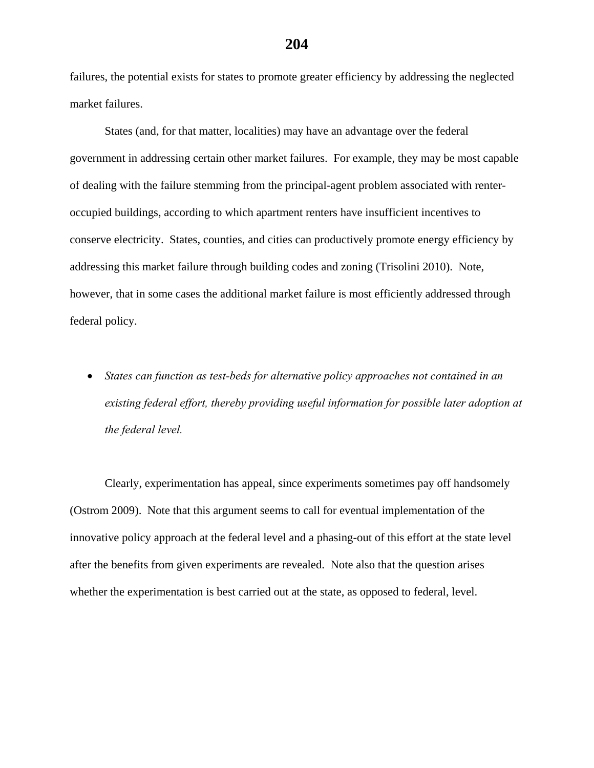failures, the potential exists for states to promote greater efficiency by addressing the neglected market failures.

States (and, for that matter, localities) may have an advantage over the federal government in addressing certain other market failures. For example, they may be most capable of dealing with the failure stemming from the principal-agent problem associated with renter-occupied buildings, according to which apartment renters have insufficient incentives to conserve electricity. States, counties, and cities can productively promote energy efficiency by addressing this market failure through building codes and zoning (Trisolini 2010). Note, however, that in some cases the additional market failure is most efficiently addressed through federal policy.

- *States can function as test-beds for alternative policy approaches not contained in an existing federal effort, thereby providing useful information for possible later adoption at the federal level.*

Clearly, experimentation has appeal, since experiments sometimes pay off handsomely (Ostrom 2009). Note that this argument seems to call for eventual implementation of the innovative policy approach at the federal level and a phasing-out of this effort at the state level after the benefits from given experiments are revealed. Note also that the question arises whether the experimentation is best carried out at the state, as opposed to federal, level.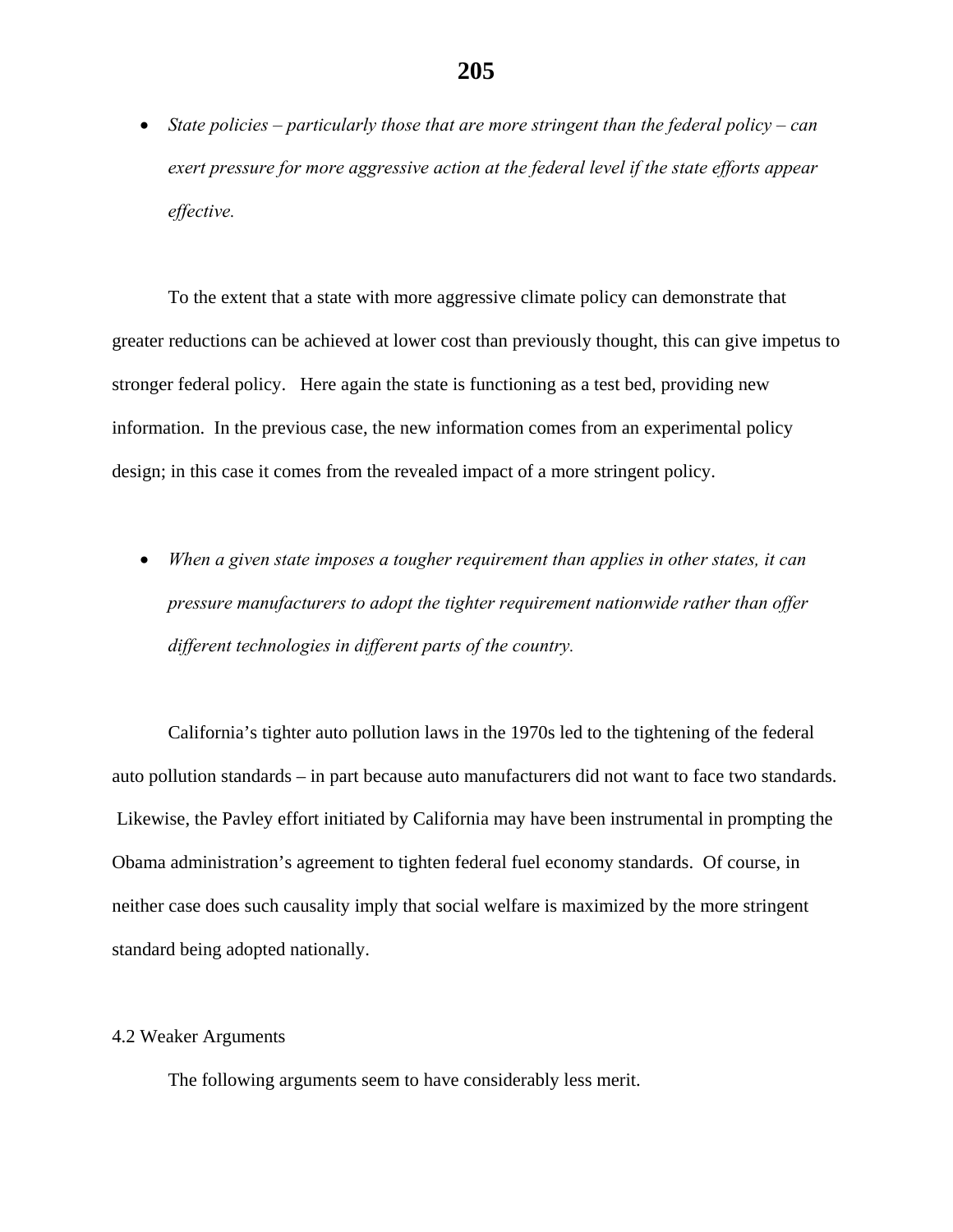- *State policies – particularly those that are more stringent than the federal policy – can exert pressure for more aggressive action at the federal level if the state efforts appear effective.*

To the extent that a state with more aggressive climate policy can demonstrate that greater reductions can be achieved at lower cost than previously thought, this can give impetus to stronger federal policy. Here again the state is functioning as a test bed, providing new information. In the previous case, the new information comes from an experimental policy design; in this case it comes from the revealed impact of a more stringent policy.

- *When a given state imposes a tougher requirement than applies in other states, it can pressure manufacturers to adopt the tighter requirement nationwide rather than offer different technologies in different parts of the country.*

California's tighter auto pollution laws in the 1970s led to the tightening of the federal auto pollution standards – in part because auto manufacturers did not want to face two standards. Likewise, the Pavley effort initiated by California may have been instrumental in prompting the Obama administration's agreement to tighten federal fuel economy standards. Of course, in neither case does such causality imply that social welfare is maximized by the more stringent standard being adopted nationally.

### 4.2 Weaker Arguments

The following arguments seem to have considerably less merit.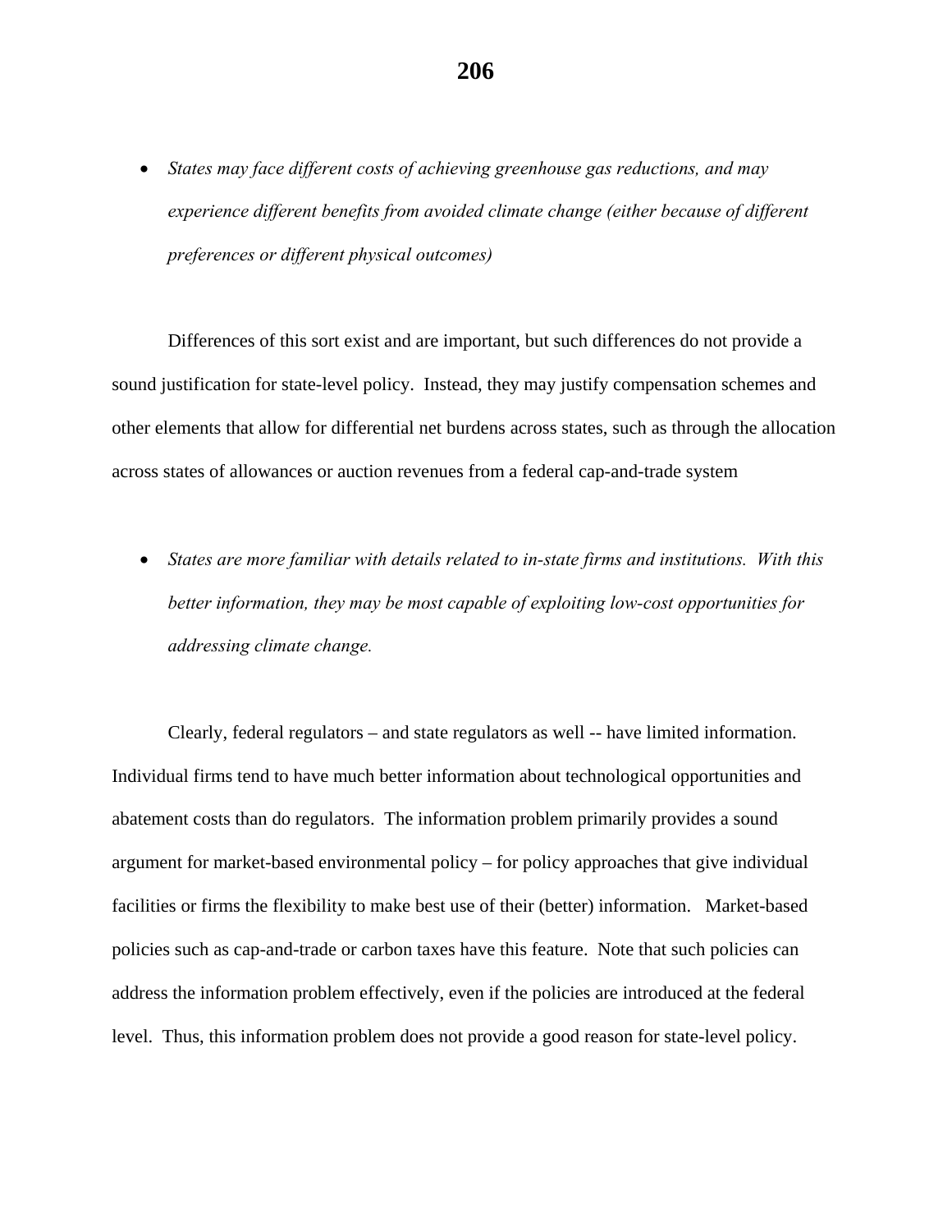- *States may face different costs of achieving greenhouse gas reductions, and may experience different benefits from avoided climate change (either because of different preferences or different physical outcomes)*

Differences of this sort exist and are important, but such differences do not provide a sound justification for state-level policy. Instead, they may justify compensation schemes and other elements that allow for differential net burdens across states, such as through the allocation across states of allowances or auction revenues from a federal cap-and-trade system

- *States are more familiar with details related to in-state firms and institutions. With this better information, they may be most capable of exploiting low-cost opportunities for addressing climate change.*

Clearly, federal regulators – and state regulators as well -- have limited information. Individual firms tend to have much better information about technological opportunities and abatement costs than do regulators. The information problem primarily provides a sound argument for market-based environmental policy – for policy approaches that give individual facilities or firms the flexibility to make best use of their (better) information. Market-based policies such as cap-and-trade or carbon taxes have this feature. Note that such policies can address the information problem effectively, even if the policies are introduced at the federal level. Thus, this information problem does not provide a good reason for state-level policy.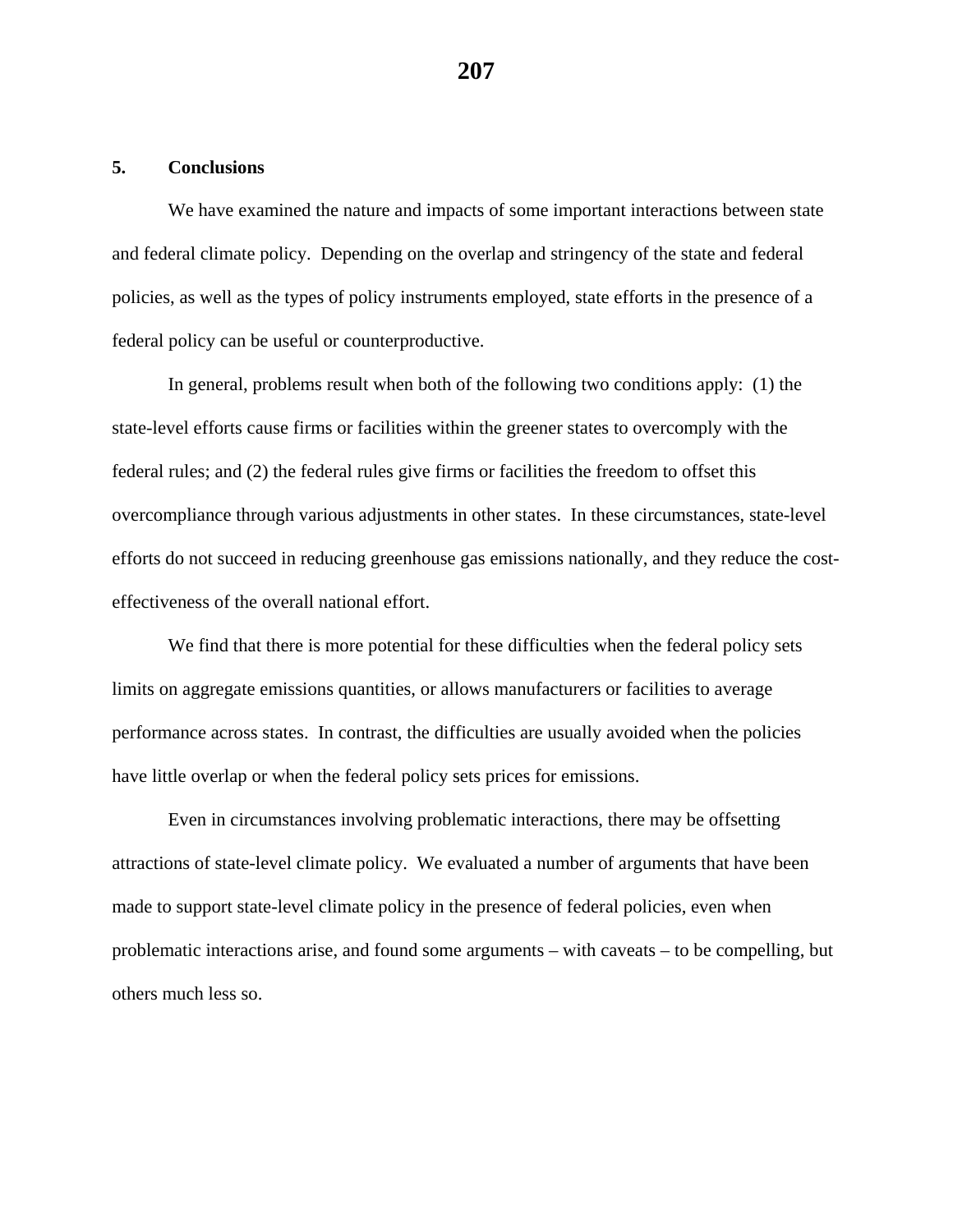## 5. Conclusions

We have examined the nature and impacts of some important interactions between state and federal climate policy. Depending on the overlap and stringency of the state and federal policies, as well as the types of policy instruments employed, state efforts in the presence of a federal policy can be useful or counterproductive.

In general, problems result when both of the following two conditions apply: (1) the state-level efforts cause firms or facilities within the greener states to overcomply with the federal rules; and (2) the federal rules give firms or facilities the freedom to offset this overcompliance through various adjustments in other states. In these circumstances, state-level efforts do not succeed in reducing greenhouse gas emissions nationally, and they reduce the cost-effectiveness of the overall national effort.

We find that there is more potential for these difficulties when the federal policy sets limits on aggregate emissions quantities, or allows manufacturers or facilities to average performance across states. In contrast, the difficulties are usually avoided when the policies have little overlap or when the federal policy sets prices for emissions.

Even in circumstances involving problematic interactions, there may be offsetting attractions of state-level climate policy. We evaluated a number of arguments that have been made to support state-level climate policy in the presence of federal policies, even when problematic interactions arise, and found some arguments – with caveats – to be compelling, but others much less so.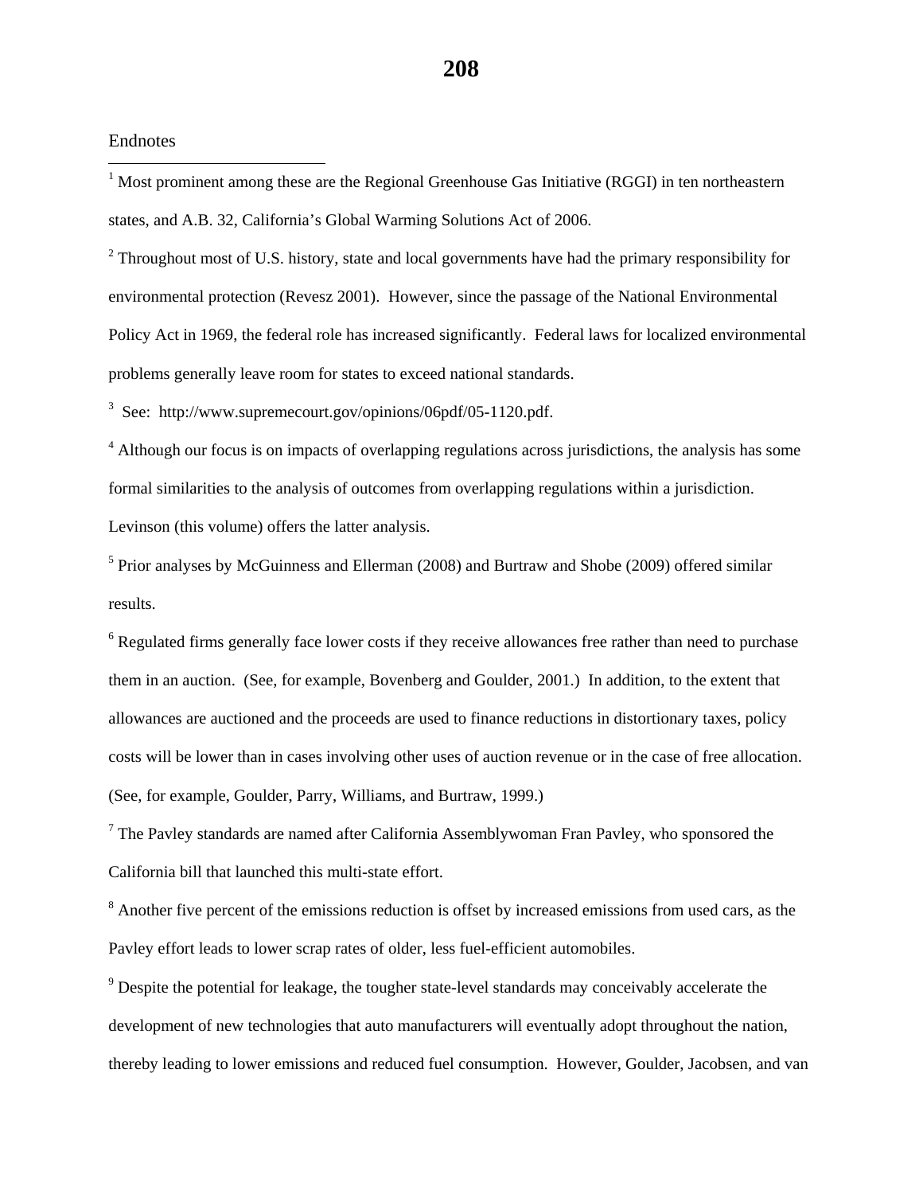Endnotes

[1] Most prominent among these are the Regional Greenhouse Gas Initiative (RGGI) in ten northeastern states, and A.B. 32, California's Global Warming Solutions Act of 2006.

[2] Throughout most of U.S. history, state and local governments have had the primary responsibility for environmental protection (Revesz 2001). However, since the passage of the National Environmental Policy Act in 1969, the federal role has increased significantly. Federal laws for localized environmental problems generally leave room for states to exceed national standards.

[3] See: http://www.supremecourt.gov/opinions/06pdf/05-1120.pdf.

[4] Although our focus is on impacts of overlapping regulations across jurisdictions, the analysis has some formal similarities to the analysis of outcomes from overlapping regulations within a jurisdiction. Levinson (this volume) offers the latter analysis.

[5] Prior analyses by McGuinness and Ellerman (2008) and Burtraw and Shobe (2009) offered similar results.

[6] Regulated firms generally face lower costs if they receive allowances free rather than need to purchase them in an auction. (See, for example, Bovenberg and Goulder, 2001.) In addition, to the extent that allowances are auctioned and the proceeds are used to finance reductions in distortionary taxes, policy costs will be lower than in cases involving other uses of auction revenue or in the case of free allocation. (See, for example, Goulder, Parry, Williams, and Burtraw, 1999.)

[7] The Pavley standards are named after California Assemblywoman Fran Pavley, who sponsored the California bill that launched this multi-state effort.

[8] Another five percent of the emissions reduction is offset by increased emissions from used cars, as the Pavley effort leads to lower scrap rates of older, less fuel-efficient automobiles.

[9] Despite the potential for leakage, the tougher state-level standards may conceivably accelerate the development of new technologies that auto manufacturers will eventually adopt throughout the nation, thereby leading to lower emissions and reduced fuel consumption. However, Goulder, Jacobsen, and van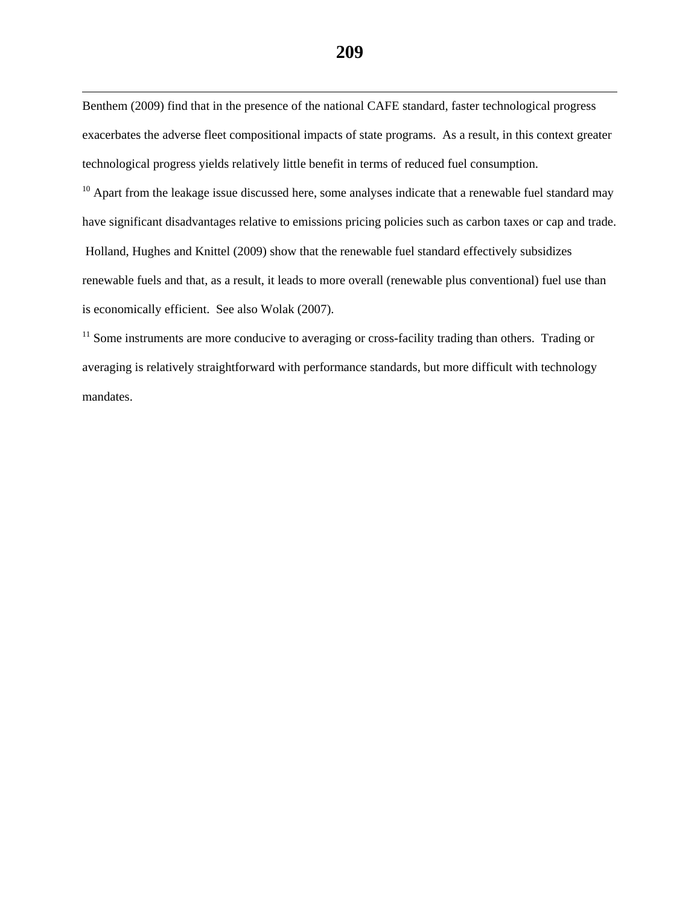Benthem (2009) find that in the presence of the national CAFE standard, faster technological progress exacerbates the adverse fleet compositional impacts of state programs. As a result, in this context greater technological progress yields relatively little benefit in terms of reduced fuel consumption.

[10] Apart from the leakage issue discussed here, some analyses indicate that a renewable fuel standard may have significant disadvantages relative to emissions pricing policies such as carbon taxes or cap and trade. Holland, Hughes and Knittel (2009) show that the renewable fuel standard effectively subsidizes renewable fuels and that, as a result, it leads to more overall (renewable plus conventional) fuel use than is economically efficient. See also Wolak (2007).

[11] Some instruments are more conducive to averaging or cross-facility trading than others. Trading or averaging is relatively straightforward with performance standards, but more difficult with technology mandates.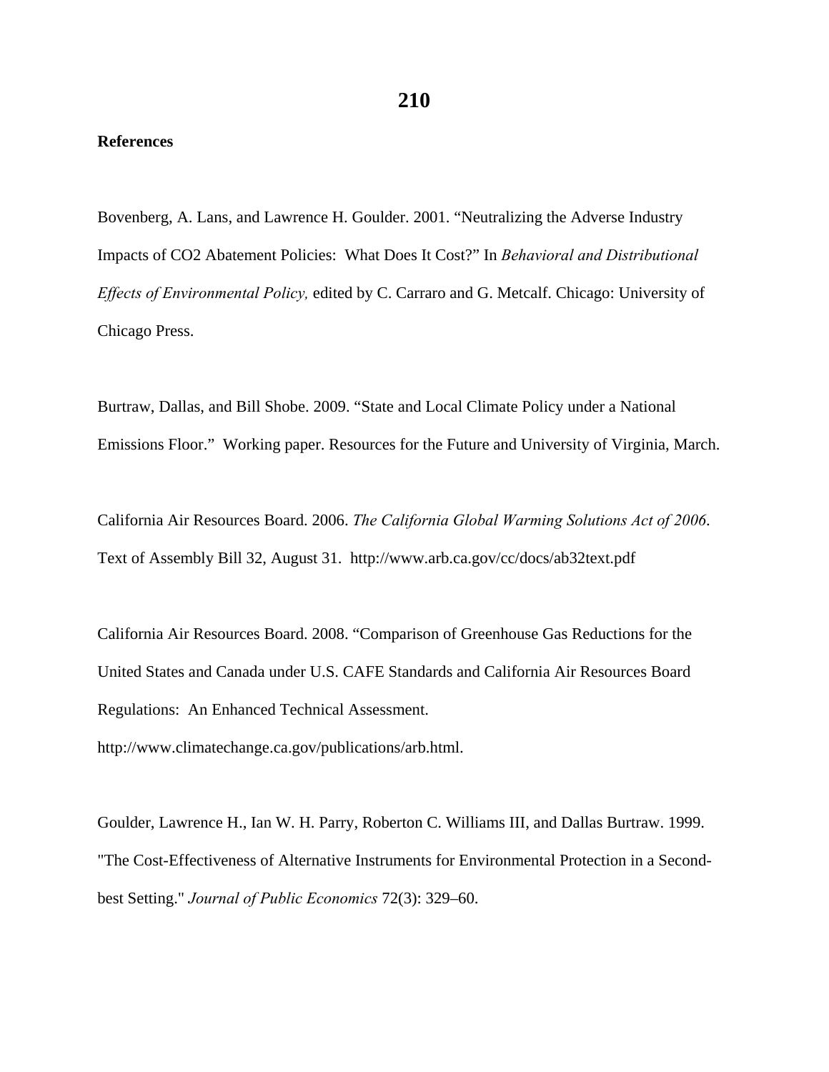**References**

Bovenberg, A. Lans, and Lawrence H. Goulder. 2001. “Neutralizing the Adverse Industry Impacts of CO2 Abatement Policies: What Does It Cost?” In *Behavioral and Distributional Effects of Environmental Policy,* edited by C. Carraro and G. Metcalf. Chicago: University of Chicago Press.

Burtraw, Dallas, and Bill Shobe. 2009. “State and Local Climate Policy under a National Emissions Floor.” Working paper. Resources for the Future and University of Virginia, March.

California Air Resources Board. 2006. *The California Global Warming Solutions Act of 2006*. Text of Assembly Bill 32, August 31. http://www.arb.ca.gov/cc/docs/ab32text.pdf

California Air Resources Board. 2008. “Comparison of Greenhouse Gas Reductions for the United States and Canada under U.S. CAFE Standards and California Air Resources Board Regulations: An Enhanced Technical Assessment. http://www.climatechange.ca.gov/publications/arb.html.

Goulder, Lawrence H., Ian W. H. Parry, Roberton C. Williams III, and Dallas Burtraw. 1999. "The Cost-Effectiveness of Alternative Instruments for Environmental Protection in a Second-best Setting." *Journal of Public Economics* 72(3): 329–60.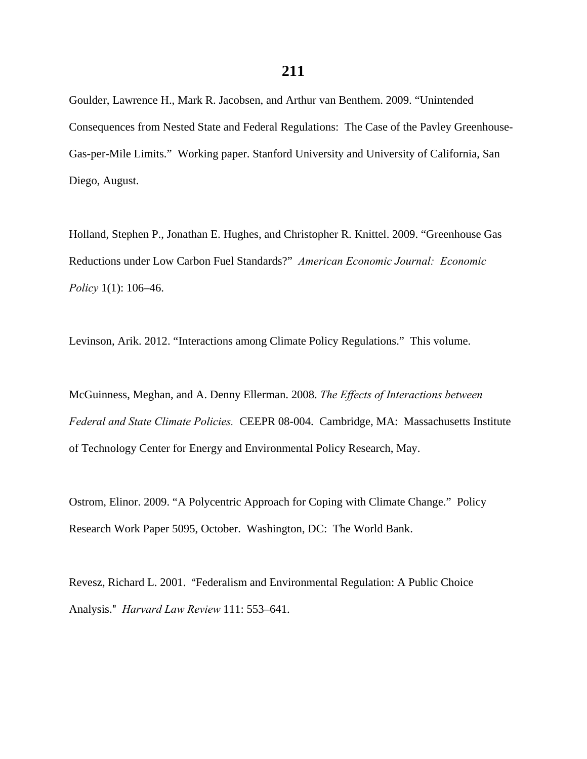Goulder, Lawrence H., Mark R. Jacobsen, and Arthur van Benthem. 2009. "Unintended Consequences from Nested State and Federal Regulations: The Case of the Pavley Greenhouse-Gas-per-Mile Limits." Working paper. Stanford University and University of California, San Diego, August.

Holland, Stephen P., Jonathan E. Hughes, and Christopher R. Knittel. 2009. "Greenhouse Gas Reductions under Low Carbon Fuel Standards?" *American Economic Journal: Economic Policy* 1(1): 106–46.

Levinson, Arik. 2012. "Interactions among Climate Policy Regulations." This volume.

McGuinness, Meghan, and A. Denny Ellerman. 2008. *The Effects of Interactions between Federal and State Climate Policies.* CEEPR 08-004. Cambridge, MA: Massachusetts Institute of Technology Center for Energy and Environmental Policy Research, May.

Ostrom, Elinor. 2009. "A Polycentric Approach for Coping with Climate Change." Policy Research Work Paper 5095, October. Washington, DC: The World Bank.

Revesz, Richard L. 2001. "Federalism and Environmental Regulation: A Public Choice Analysis." *Harvard Law Review* 111: 553–641.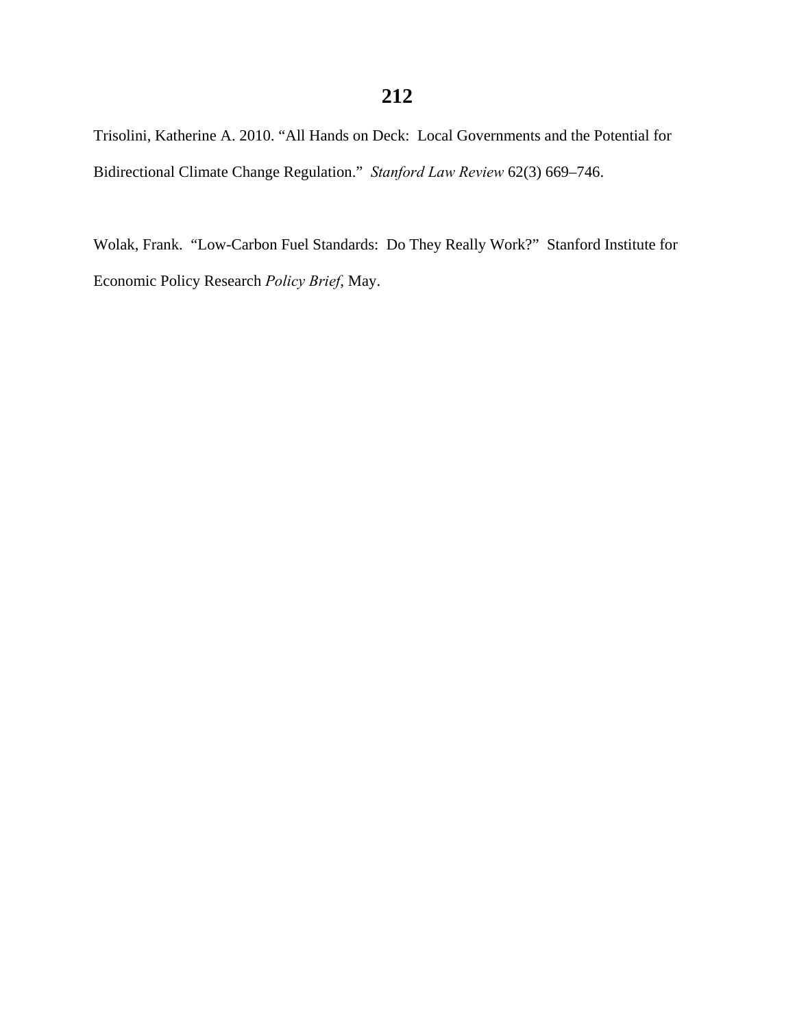Trisolini, Katherine A. 2010. "All Hands on Deck: Local Governments and the Potential for Bidirectional Climate Change Regulation." *Stanford Law Review* 62(3) 669–746.

Wolak, Frank. "Low-Carbon Fuel Standards: Do They Really Work?" Stanford Institute for Economic Policy Research *Policy Brief*, May.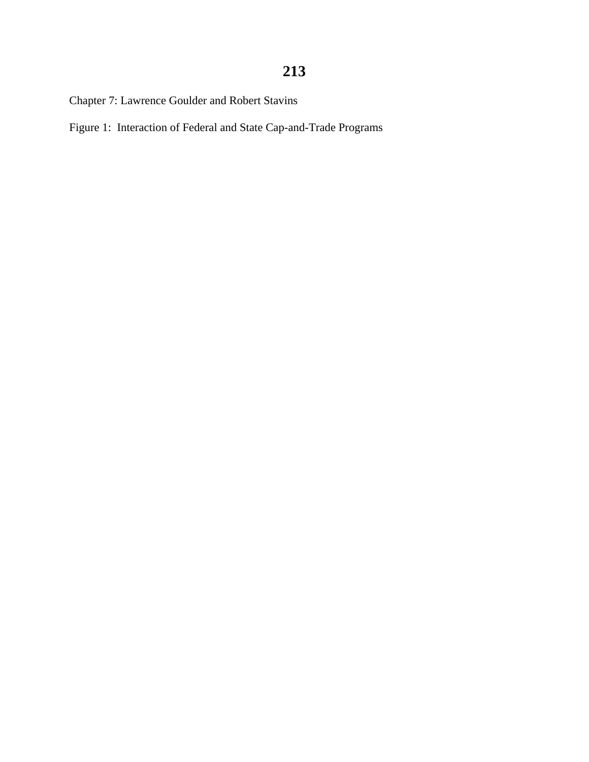Chapter 7: Lawrence Goulder and Robert Stavins

Figure 1: Interaction of Federal and State Cap-and-Trade Programs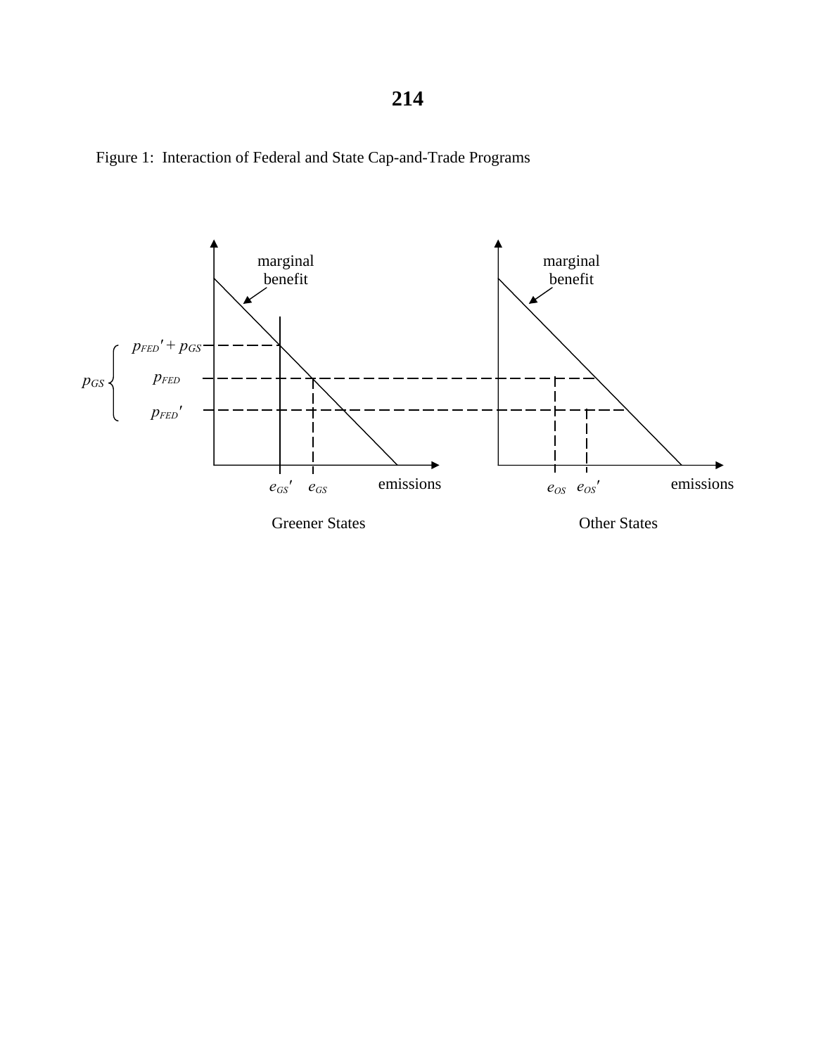Figure 1: Interaction of Federal and State Cap-and-Trade Programs

marginal benefit

$p_{FED}' + p_{GS}$

$p_{GS}$

$p_{FED}$

$p_{FED}'$

$e_{GS}'$ $e_{GS}$ emissions

Greener States

marginal benefit

$e_{OS}$ $e_{OS}'$ emissions

Other States